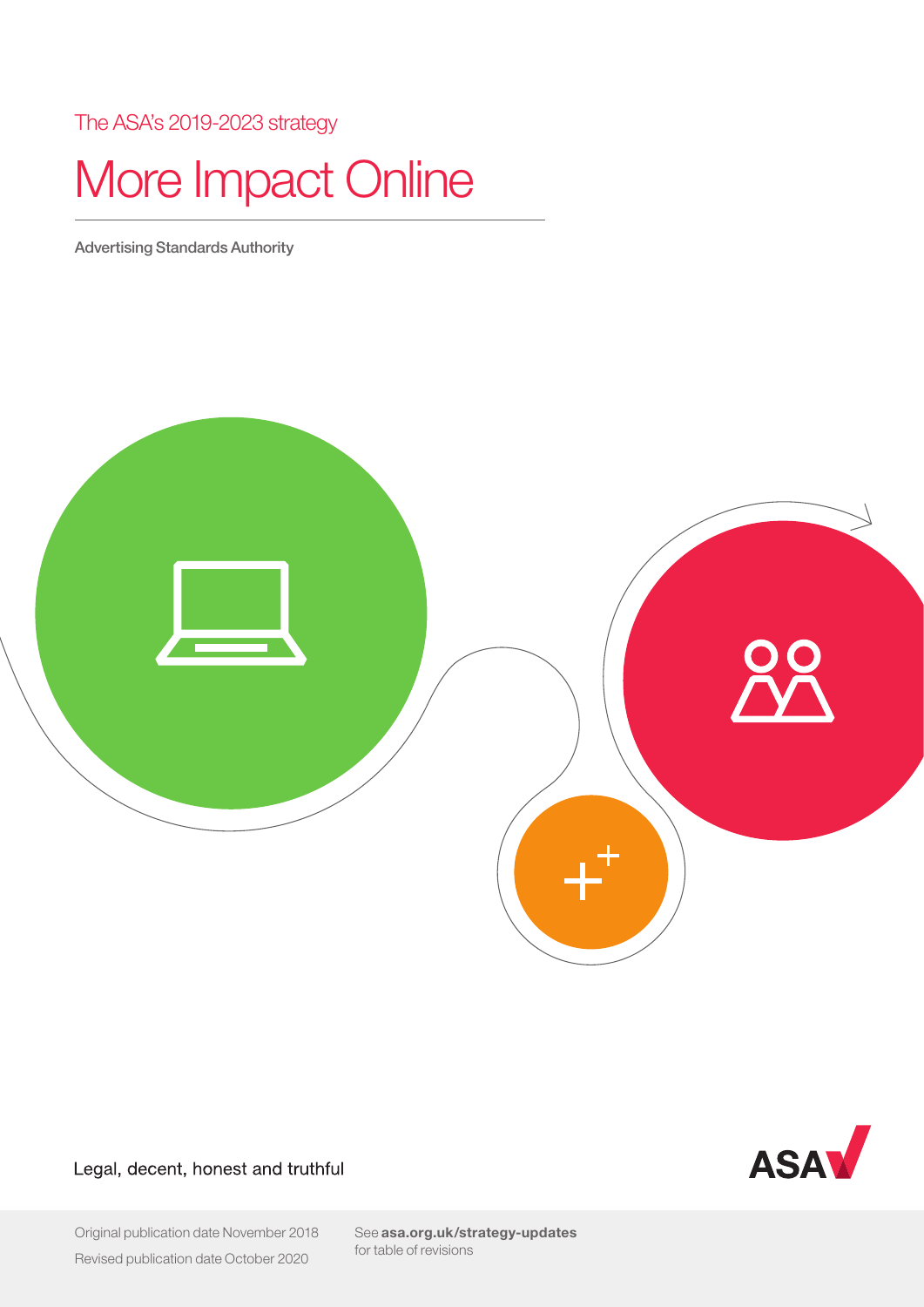The ASA's 2019-2023 strategy

# More Impact Online

Advertising Standards Authority

Legal, decent, honest and truthful

Original publication date November 2018

Revised publication date October 2020

See **asa.org.uk/strategy-updates** for table of revisions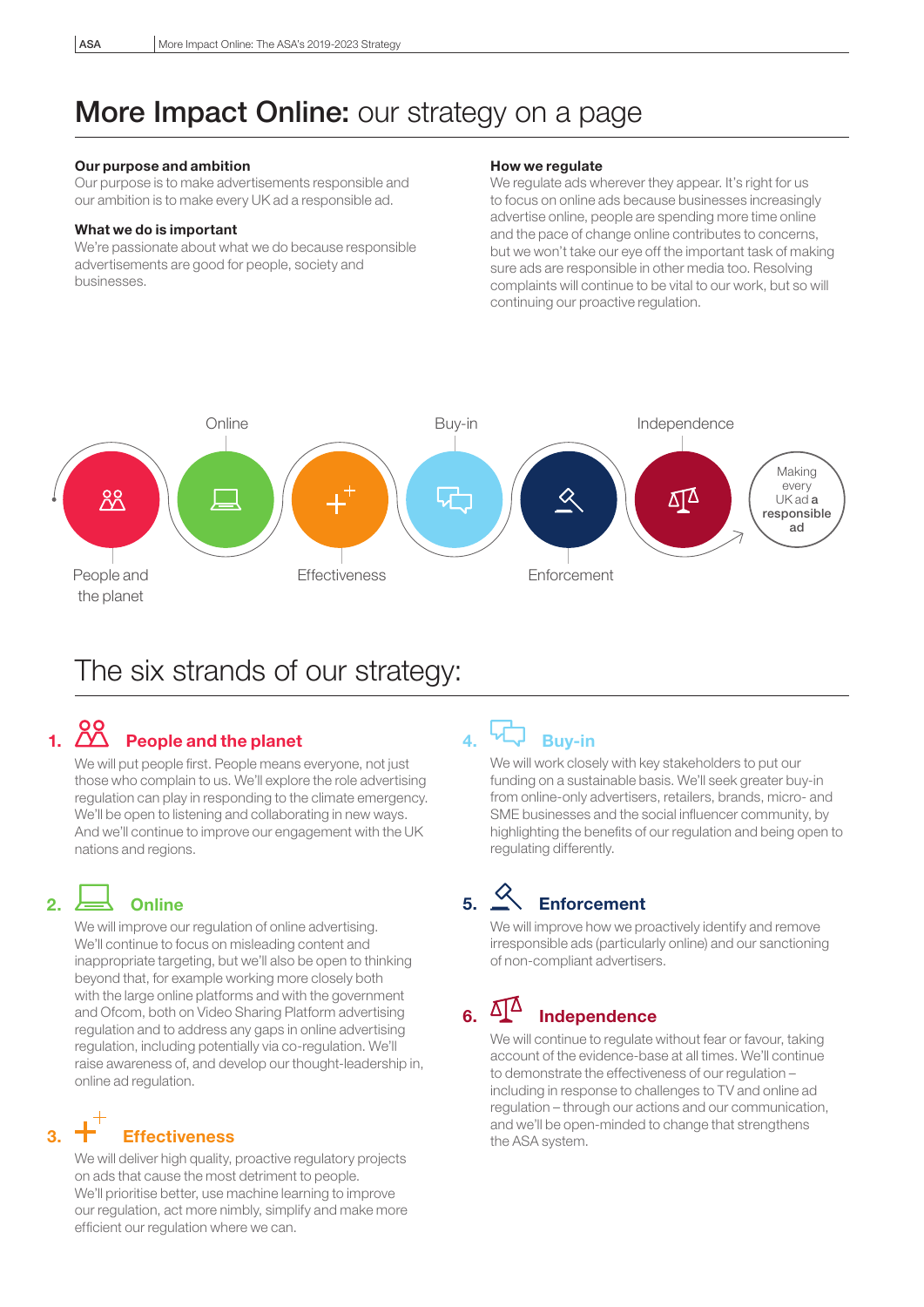# More Impact Online: our strategy on a page

**Our purpose and ambition**

Our purpose is to make advertisements responsible and our ambition is to make every UK ad a responsible ad.

**What we do is important**

We're passionate about what we do because responsible advertisements are good for people, society and businesses.

**How we regulate**

We regulate ads wherever they appear. It's right for us to focus on online ads because businesses increasingly advertise online, people are spending more time online and the pace of change online contributes to concerns, but we won't take our eye off the important task of making sure ads are responsible in other media too. Resolving complaints will continue to be vital to our work, but so will continuing our proactive regulation.

People and the planet → Online → Effectiveness → Buy-in → Enforcement → Independence → Making every UK ad **a responsible ad**

## The six strands of our strategy:

### 1. People and the planet

We will put people first. People means everyone, not just those who complain to us. We'll explore the role advertising regulation can play in responding to the climate emergency. We'll be open to listening and collaborating in new ways. And we'll continue to improve our engagement with the UK nations and regions.

### 2. Online

We will improve our regulation of online advertising. We'll continue to focus on misleading content and inappropriate targeting, but we'll also be open to thinking beyond that, for example working more closely both with the large online platforms and with the government and Ofcom, both on Video Sharing Platform advertising regulation and to address any gaps in online advertising regulation, including potentially via co-regulation. We'll raise awareness of, and develop our thought-leadership in, online ad regulation.

### 3. Effectiveness

We will deliver high quality, proactive regulatory projects on ads that cause the most detriment to people. We'll prioritise better, use machine learning to improve our regulation, act more nimbly, simplify and make more efficient our regulation where we can.

### 4. Buy-in

We will work closely with key stakeholders to put our funding on a sustainable basis. We'll seek greater buy-in from online-only advertisers, retailers, brands, micro- and SME businesses and the social influencer community, by highlighting the benefits of our regulation and being open to regulating differently.

### 5. Enforcement

We will improve how we proactively identify and remove irresponsible ads (particularly online) and our sanctioning of non-compliant advertisers.

### 6. Independence

We will continue to regulate without fear or favour, taking account of the evidence-base at all times. We'll continue to demonstrate the effectiveness of our regulation – including in response to challenges to TV and online ad regulation – through our actions and our communication, and we'll be open-minded to change that strengthens the ASA system.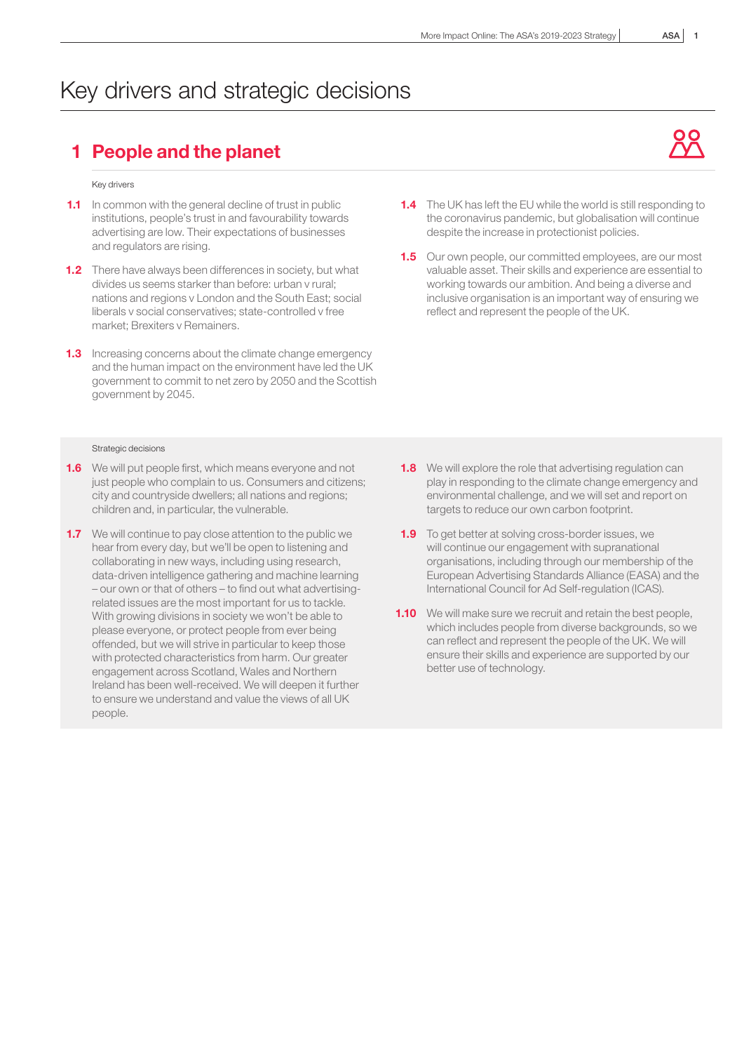# Key drivers and strategic decisions

## 1 People and the planet

### Key drivers

**1.1** In common with the general decline of trust in public institutions, people's trust in and favourability towards advertising are low. Their expectations of businesses and regulators are rising.

**1.2** There have always been differences in society, but what divides us seems starker than before: urban v rural; nations and regions v London and the South East; social liberals v social conservatives; state-controlled v free market; Brexiters v Remainers.

**1.3** Increasing concerns about the climate change emergency and the human impact on the environment have led the UK government to commit to net zero by 2050 and the Scottish government by 2045.

**1.4** The UK has left the EU while the world is still responding to the coronavirus pandemic, but globalisation will continue despite the increase in protectionist policies.

**1.5** Our own people, our committed employees, are our most valuable asset. Their skills and experience are essential to working towards our ambition. And being a diverse and inclusive organisation is an important way of ensuring we reflect and represent the people of the UK.

### Strategic decisions

**1.6** We will put people first, which means everyone and not just people who complain to us. Consumers and citizens; city and countryside dwellers; all nations and regions; children and, in particular, the vulnerable.

**1.7** We will continue to pay close attention to the public we hear from every day, but we'll be open to listening and collaborating in new ways, including using research, data-driven intelligence gathering and machine learning – our own or that of others – to find out what advertising-related issues are the most important for us to tackle. With growing divisions in society we won't be able to please everyone, or protect people from ever being offended, but we will strive in particular to keep those with protected characteristics from harm. Our greater engagement across Scotland, Wales and Northern Ireland has been well-received. We will deepen it further to ensure we understand and value the views of all UK people.

**1.8** We will explore the role that advertising regulation can play in responding to the climate change emergency and environmental challenge, and we will set and report on targets to reduce our own carbon footprint.

**1.9** To get better at solving cross-border issues, we will continue our engagement with supranational organisations, including through our membership of the European Advertising Standards Alliance (EASA) and the International Council for Ad Self-regulation (ICAS).

**1.10** We will make sure we recruit and retain the best people, which includes people from diverse backgrounds, so we can reflect and represent the people of the UK. We will ensure their skills and experience are supported by our better use of technology.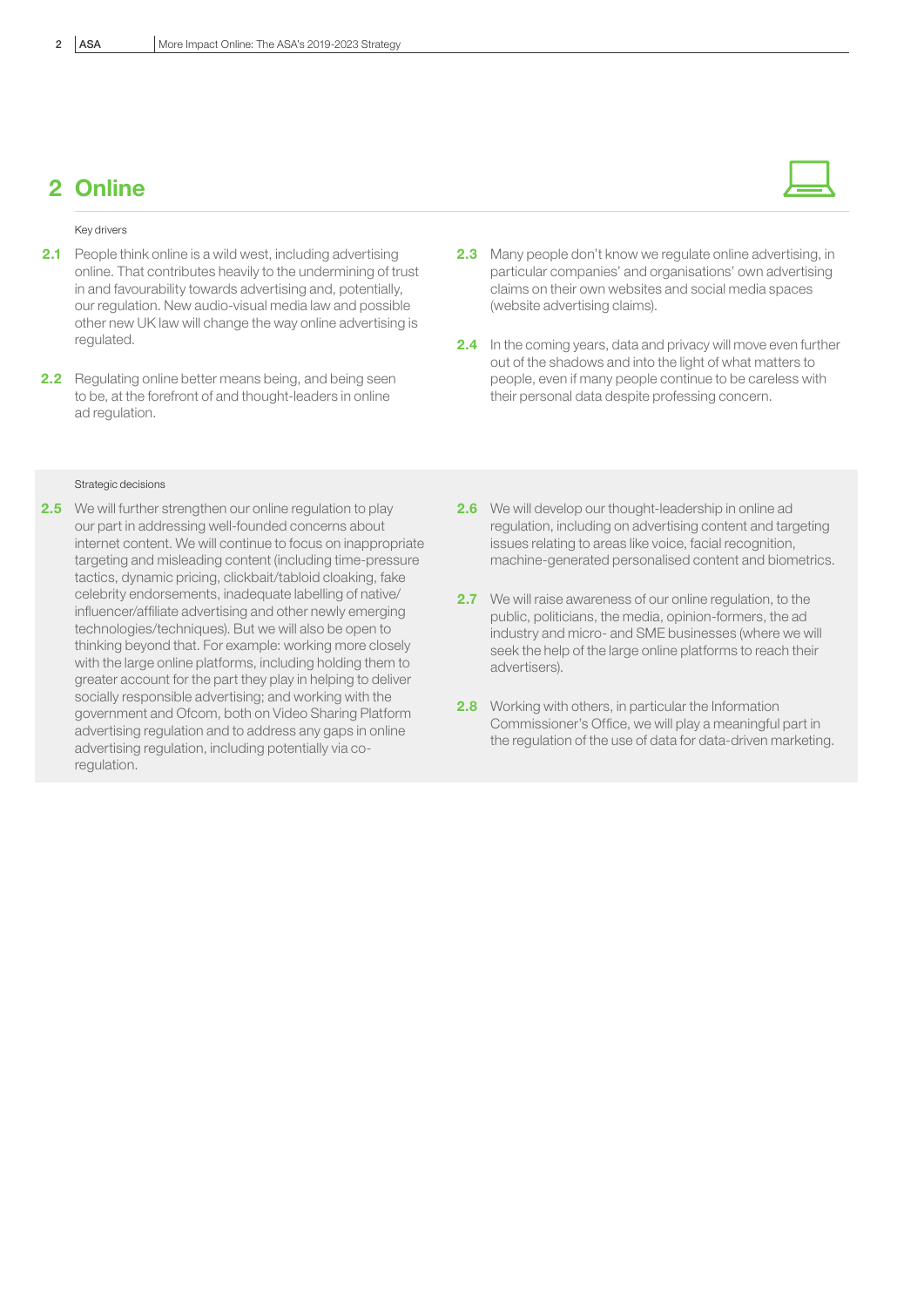## 2 Online

Key drivers

**2.1** People think online is a wild west, including advertising online. That contributes heavily to the undermining of trust in and favourability towards advertising and, potentially, our regulation. New audio-visual media law and possible other new UK law will change the way online advertising is regulated.

**2.2** Regulating online better means being, and being seen to be, at the forefront of and thought-leaders in online ad regulation.

**2.3** Many people don't know we regulate online advertising, in particular companies' and organisations' own advertising claims on their own websites and social media spaces (website advertising claims).

**2.4** In the coming years, data and privacy will move even further out of the shadows and into the light of what matters to people, even if many people continue to be careless with their personal data despite professing concern.

Strategic decisions

**2.5** We will further strengthen our online regulation to play our part in addressing well-founded concerns about internet content. We will continue to focus on inappropriate targeting and misleading content (including time-pressure tactics, dynamic pricing, clickbait/tabloid cloaking, fake celebrity endorsements, inadequate labelling of native/influencer/affiliate advertising and other newly emerging technologies/techniques). But we will also be open to thinking beyond that. For example: working more closely with the large online platforms, including holding them to greater account for the part they play in helping to deliver socially responsible advertising; and working with the government and Ofcom, both on Video Sharing Platform advertising regulation and to address any gaps in online advertising regulation, including potentially via co-regulation.

**2.6** We will develop our thought-leadership in online ad regulation, including on advertising content and targeting issues relating to areas like voice, facial recognition, machine-generated personalised content and biometrics.

**2.7** We will raise awareness of our online regulation, to the public, politicians, the media, opinion-formers, the ad industry and micro- and SME businesses (where we will seek the help of the large online platforms to reach their advertisers).

**2.8** Working with others, in particular the Information Commissioner's Office, we will play a meaningful part in the regulation of the use of data for data-driven marketing.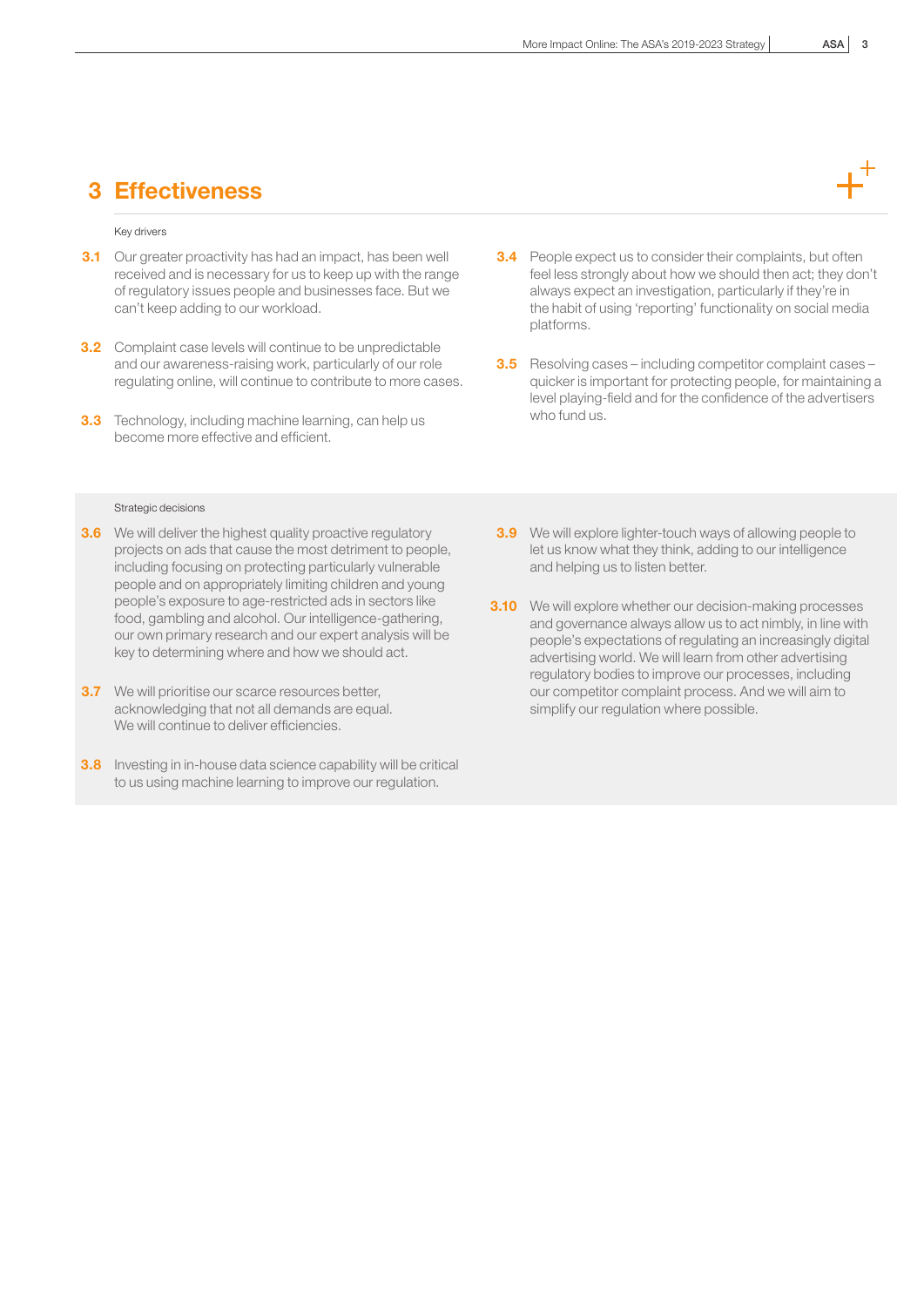# 3 Effectiveness

Key drivers

**3.1** Our greater proactivity has had an impact, has been well received and is necessary for us to keep up with the range of regulatory issues people and businesses face. But we can't keep adding to our workload.

**3.2** Complaint case levels will continue to be unpredictable and our awareness-raising work, particularly of our role regulating online, will continue to contribute to more cases.

**3.3** Technology, including machine learning, can help us become more effective and efficient.

**3.4** People expect us to consider their complaints, but often feel less strongly about how we should then act; they don't always expect an investigation, particularly if they're in the habit of using 'reporting' functionality on social media platforms.

**3.5** Resolving cases – including competitor complaint cases – quicker is important for protecting people, for maintaining a level playing-field and for the confidence of the advertisers who fund us.

Strategic decisions

**3.6** We will deliver the highest quality proactive regulatory projects on ads that cause the most detriment to people, including focusing on protecting particularly vulnerable people and on appropriately limiting children and young people's exposure to age-restricted ads in sectors like food, gambling and alcohol. Our intelligence-gathering, our own primary research and our expert analysis will be key to determining where and how we should act.

**3.7** We will prioritise our scarce resources better, acknowledging that not all demands are equal. We will continue to deliver efficiencies.

**3.8** Investing in in-house data science capability will be critical to us using machine learning to improve our regulation.

**3.9** We will explore lighter-touch ways of allowing people to let us know what they think, adding to our intelligence and helping us to listen better.

**3.10** We will explore whether our decision-making processes and governance always allow us to act nimbly, in line with people's expectations of regulating an increasingly digital advertising world. We will learn from other advertising regulatory bodies to improve our processes, including our competitor complaint process. And we will aim to simplify our regulation where possible.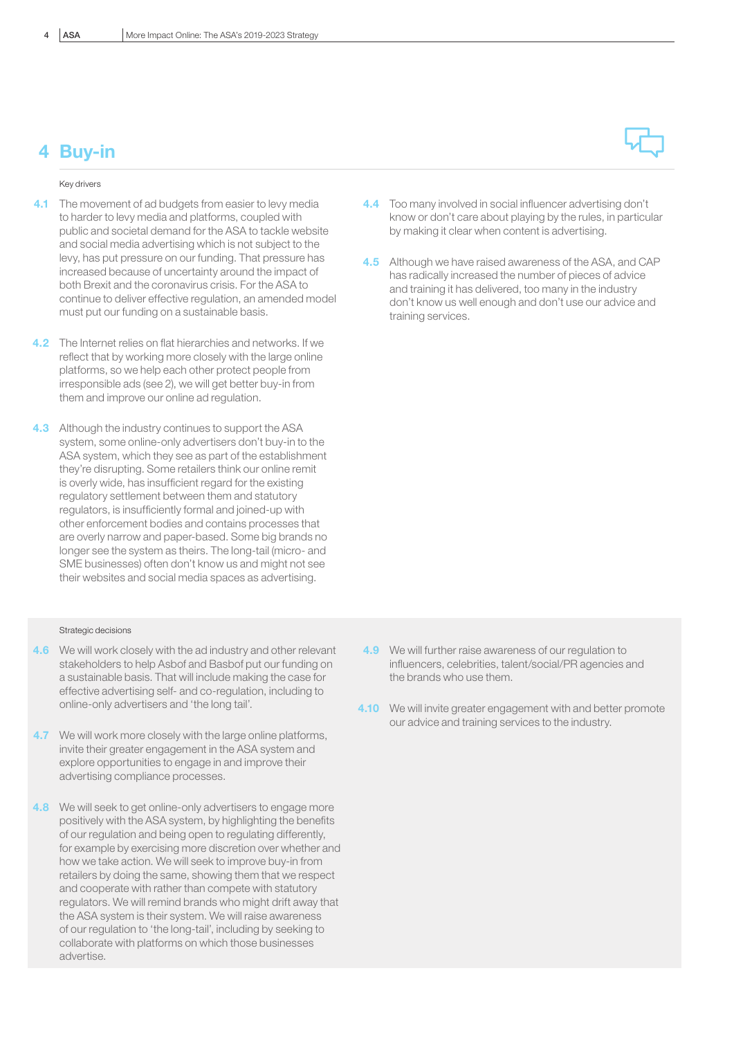# 4 Buy-in

Key drivers

**4.1** The movement of ad budgets from easier to levy media to harder to levy media and platforms, coupled with public and societal demand for the ASA to tackle website and social media advertising which is not subject to the levy, has put pressure on our funding. That pressure has increased because of uncertainty around the impact of both Brexit and the coronavirus crisis. For the ASA to continue to deliver effective regulation, an amended model must put our funding on a sustainable basis.

**4.2** The Internet relies on flat hierarchies and networks. If we reflect that by working more closely with the large online platforms, so we help each other protect people from irresponsible ads (see 2), we will get better buy-in from them and improve our online ad regulation.

**4.3** Although the industry continues to support the ASA system, some online-only advertisers don't buy-in to the ASA system, which they see as part of the establishment they're disrupting. Some retailers think our online remit is overly wide, has insufficient regard for the existing regulatory settlement between them and statutory regulators, is insufficiently formal and joined-up with other enforcement bodies and contains processes that are overly narrow and paper-based. Some big brands no longer see the system as theirs. The long-tail (micro- and SME businesses) often don't know us and might not see their websites and social media spaces as advertising.

**4.4** Too many involved in social influencer advertising don't know or don't care about playing by the rules, in particular by making it clear when content is advertising.

**4.5** Although we have raised awareness of the ASA, and CAP has radically increased the number of pieces of advice and training it has delivered, too many in the industry don't know us well enough and don't use our advice and training services.

Strategic decisions

**4.6** We will work closely with the ad industry and other relevant stakeholders to help Asbof and Basbof put our funding on a sustainable basis. That will include making the case for effective advertising self- and co-regulation, including to online-only advertisers and 'the long tail'.

**4.7** We will work more closely with the large online platforms, invite their greater engagement in the ASA system and explore opportunities to engage in and improve their advertising compliance processes.

**4.8** We will seek to get online-only advertisers to engage more positively with the ASA system, by highlighting the benefits of our regulation and being open to regulating differently, for example by exercising more discretion over whether and how we take action. We will seek to improve buy-in from retailers by doing the same, showing them that we respect and cooperate with rather than compete with statutory regulators. We will remind brands who might drift away that the ASA system is their system. We will raise awareness of our regulation to 'the long-tail', including by seeking to collaborate with platforms on which those businesses advertise.

**4.9** We will further raise awareness of our regulation to influencers, celebrities, talent/social/PR agencies and the brands who use them.

**4.10** We will invite greater engagement with and better promote our advice and training services to the industry.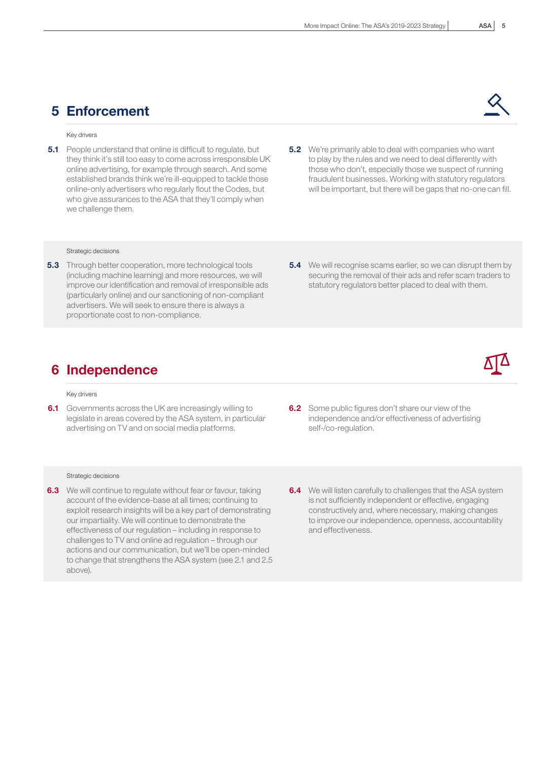## 5 Enforcement

Key drivers

**5.1** People understand that online is difficult to regulate, but they think it's still too easy to come across irresponsible UK online advertising, for example through search. And some established brands think we're ill-equipped to tackle those online-only advertisers who regularly flout the Codes, but who give assurances to the ASA that they'll comply when we challenge them.

**5.2** We're primarily able to deal with companies who want to play by the rules and we need to deal differently with those who don't, especially those we suspect of running fraudulent businesses. Working with statutory regulators will be important, but there will be gaps that no-one can fill.

Strategic decisions

**5.3** Through better cooperation, more technological tools (including machine learning) and more resources, we will improve our identification and removal of irresponsible ads (particularly online) and our sanctioning of non-compliant advertisers. We will seek to ensure there is always a proportionate cost to non-compliance.

**5.4** We will recognise scams earlier, so we can disrupt them by securing the removal of their ads and refer scam traders to statutory regulators better placed to deal with them.

## 6 Independence

Key drivers

**6.1** Governments across the UK are increasingly willing to legislate in areas covered by the ASA system, in particular advertising on TV and on social media platforms.

**6.2** Some public figures don't share our view of the independence and/or effectiveness of advertising self-/co-regulation.

Strategic decisions

**6.3** We will continue to regulate without fear or favour, taking account of the evidence-base at all times; continuing to exploit research insights will be a key part of demonstrating our impartiality. We will continue to demonstrate the effectiveness of our regulation – including in response to challenges to TV and online ad regulation – through our actions and our communication, but we'll be open-minded to change that strengthens the ASA system (see 2.1 and 2.5 above).

**6.4** We will listen carefully to challenges that the ASA system is not sufficiently independent or effective, engaging constructively and, where necessary, making changes to improve our independence, openness, accountability and effectiveness.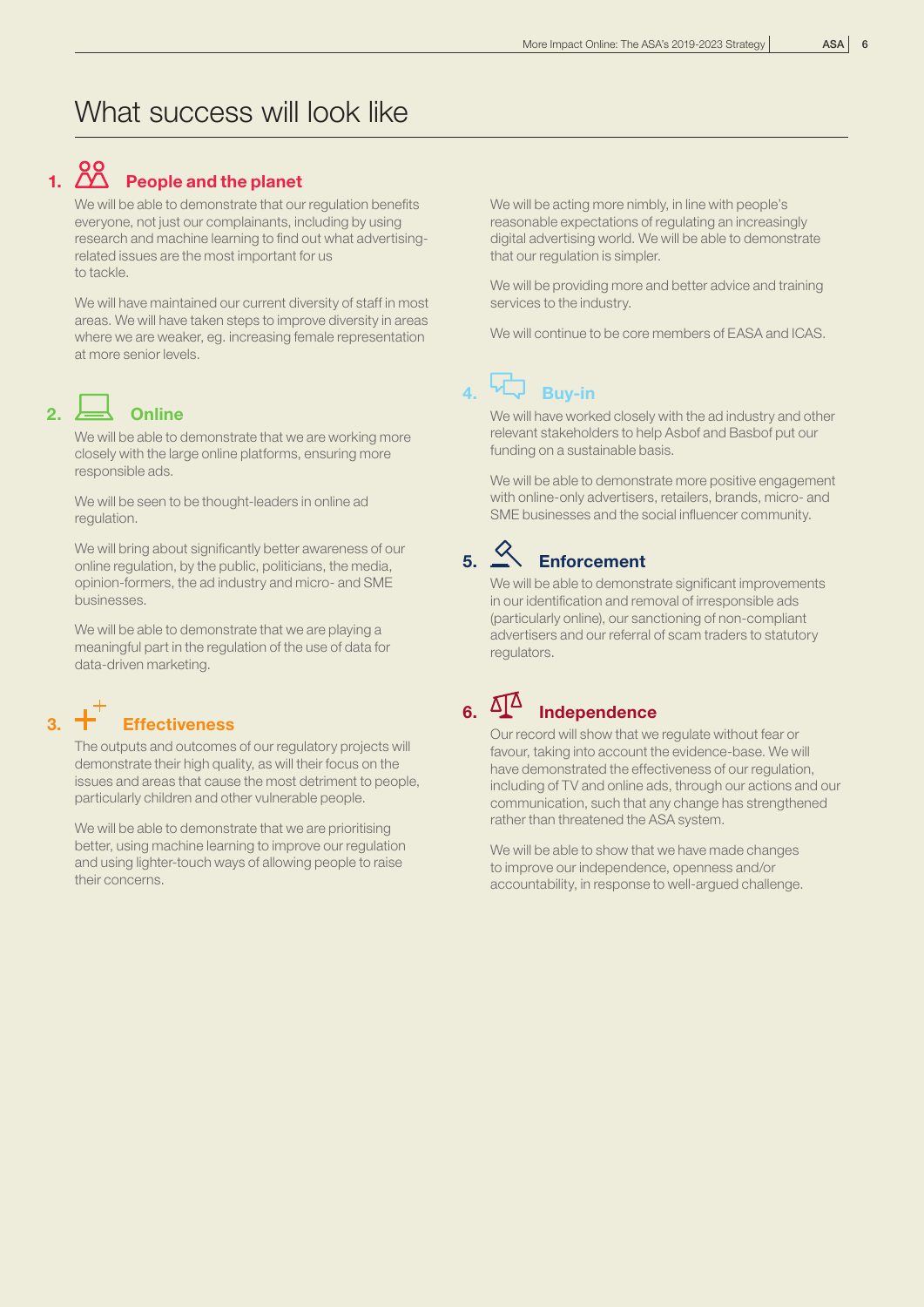# What success will look like

## 1. People and the planet

We will be able to demonstrate that our regulation benefits everyone, not just our complainants, including by using research and machine learning to find out what advertising-related issues are the most important for us to tackle.

We will have maintained our current diversity of staff in most areas. We will have taken steps to improve diversity in areas where we are weaker, eg. increasing female representation at more senior levels.

## 2. Online

We will be able to demonstrate that we are working more closely with the large online platforms, ensuring more responsible ads.

We will be seen to be thought-leaders in online ad regulation.

We will bring about significantly better awareness of our online regulation, by the public, politicians, the media, opinion-formers, the ad industry and micro- and SME businesses.

We will be able to demonstrate that we are playing a meaningful part in the regulation of the use of data for data-driven marketing.

## 3. Effectiveness

The outputs and outcomes of our regulatory projects will demonstrate their high quality, as will their focus on the issues and areas that cause the most detriment to people, particularly children and other vulnerable people.

We will be able to demonstrate that we are prioritising better, using machine learning to improve our regulation and using lighter-touch ways of allowing people to raise their concerns.

We will be acting more nimbly, in line with people's reasonable expectations of regulating an increasingly digital advertising world. We will be able to demonstrate that our regulation is simpler.

We will be providing more and better advice and training services to the industry.

We will continue to be core members of EASA and ICAS.

## 4. Buy-in

We will have worked closely with the ad industry and other relevant stakeholders to help Asbof and Basbof put our funding on a sustainable basis.

We will be able to demonstrate more positive engagement with online-only advertisers, retailers, brands, micro- and SME businesses and the social influencer community.

## 5. Enforcement

We will be able to demonstrate significant improvements in our identification and removal of irresponsible ads (particularly online), our sanctioning of non-compliant advertisers and our referral of scam traders to statutory regulators.

## 6. Independence

Our record will show that we regulate without fear or favour, taking into account the evidence-base. We will have demonstrated the effectiveness of our regulation, including of TV and online ads, through our actions and our communication, such that any change has strengthened rather than threatened the ASA system.

We will be able to show that we have made changes to improve our independence, openness and/or accountability, in response to well-argued challenge.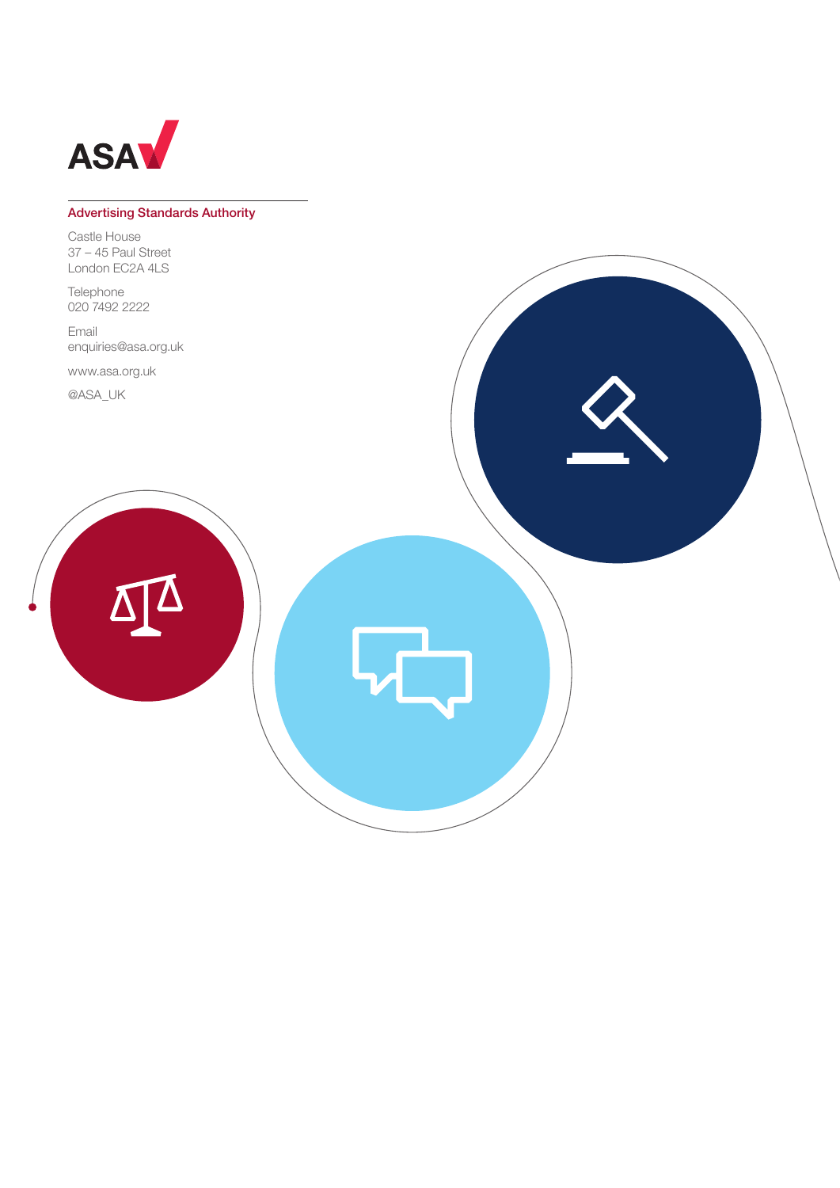ASA

Advertising Standards Authority

Castle House
37 – 45 Paul Street
London EC2A 4LS

Telephone
020 7492 2222

Email
enquiries@asa.org.uk

www.asa.org.uk

@ASA_UK